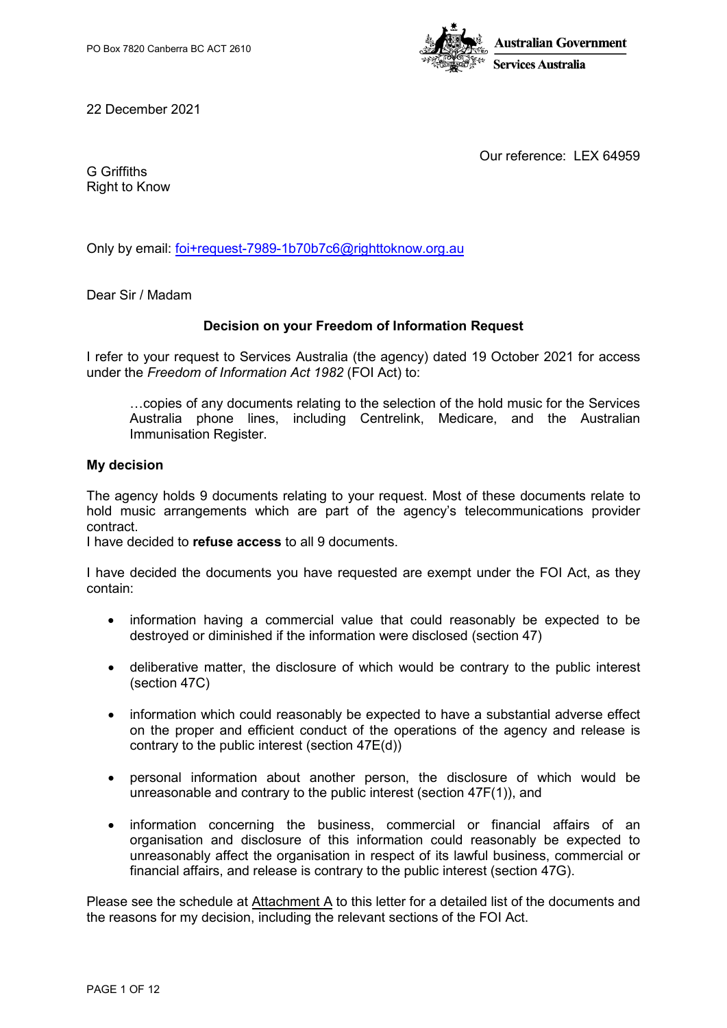PO Box 7820 Canberra BC ACT 2610

Australian Government
Services Australia

22 December 2021

Our reference: LEX 64959

G Griffiths
Right to Know

Only by email: foi+request-7989-1b70b7c6@righttoknow.org.au

Dear Sir / Madam

**Decision on your Freedom of Information Request**

I refer to your request to Services Australia (the agency) dated 19 October 2021 for access under the *Freedom of Information Act 1982* (FOI Act) to:

> …copies of any documents relating to the selection of the hold music for the Services Australia phone lines, including Centrelink, Medicare, and the Australian Immunisation Register.

**My decision**

The agency holds 9 documents relating to your request. Most of these documents relate to hold music arrangements which are part of the agency's telecommunications provider contract.
I have decided to **refuse access** to all 9 documents.

I have decided the documents you have requested are exempt under the FOI Act, as they contain:

- information having a commercial value that could reasonably be expected to be destroyed or diminished if the information were disclosed (section 47)
- deliberative matter, the disclosure of which would be contrary to the public interest (section 47C)
- information which could reasonably be expected to have a substantial adverse effect on the proper and efficient conduct of the operations of the agency and release is contrary to the public interest (section 47E(d))
- personal information about another person, the disclosure of which would be unreasonable and contrary to the public interest (section 47F(1)), and
- information concerning the business, commercial or financial affairs of an organisation and disclosure of this information could reasonably be expected to unreasonably affect the organisation in respect of its lawful business, commercial or financial affairs, and release is contrary to the public interest (section 47G).

Please see the schedule at Attachment A to this letter for a detailed list of the documents and the reasons for my decision, including the relevant sections of the FOI Act.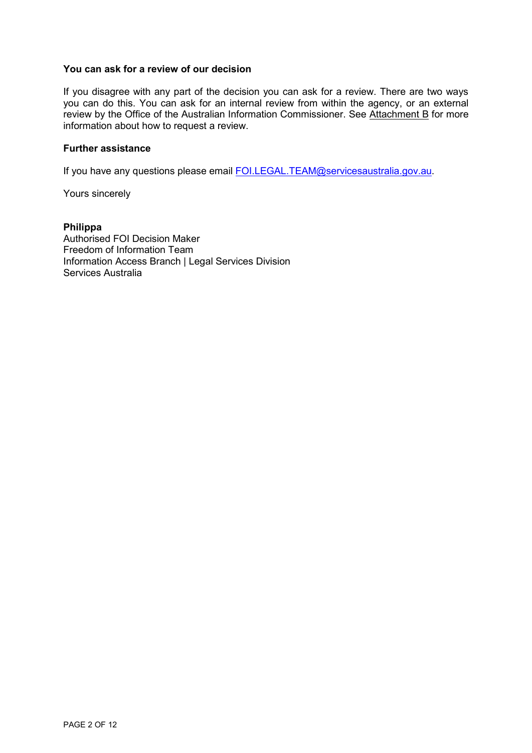**You can ask for a review of our decision**

If you disagree with any part of the decision you can ask for a review. There are two ways you can do this. You can ask for an internal review from within the agency, or an external review by the Office of the Australian Information Commissioner. See Attachment B for more information about how to request a review.

**Further assistance**

If you have any questions please email FOI.LEGAL.TEAM@servicesaustralia.gov.au.

Yours sincerely

**Philippa**
Authorised FOI Decision Maker
Freedom of Information Team
Information Access Branch | Legal Services Division
Services Australia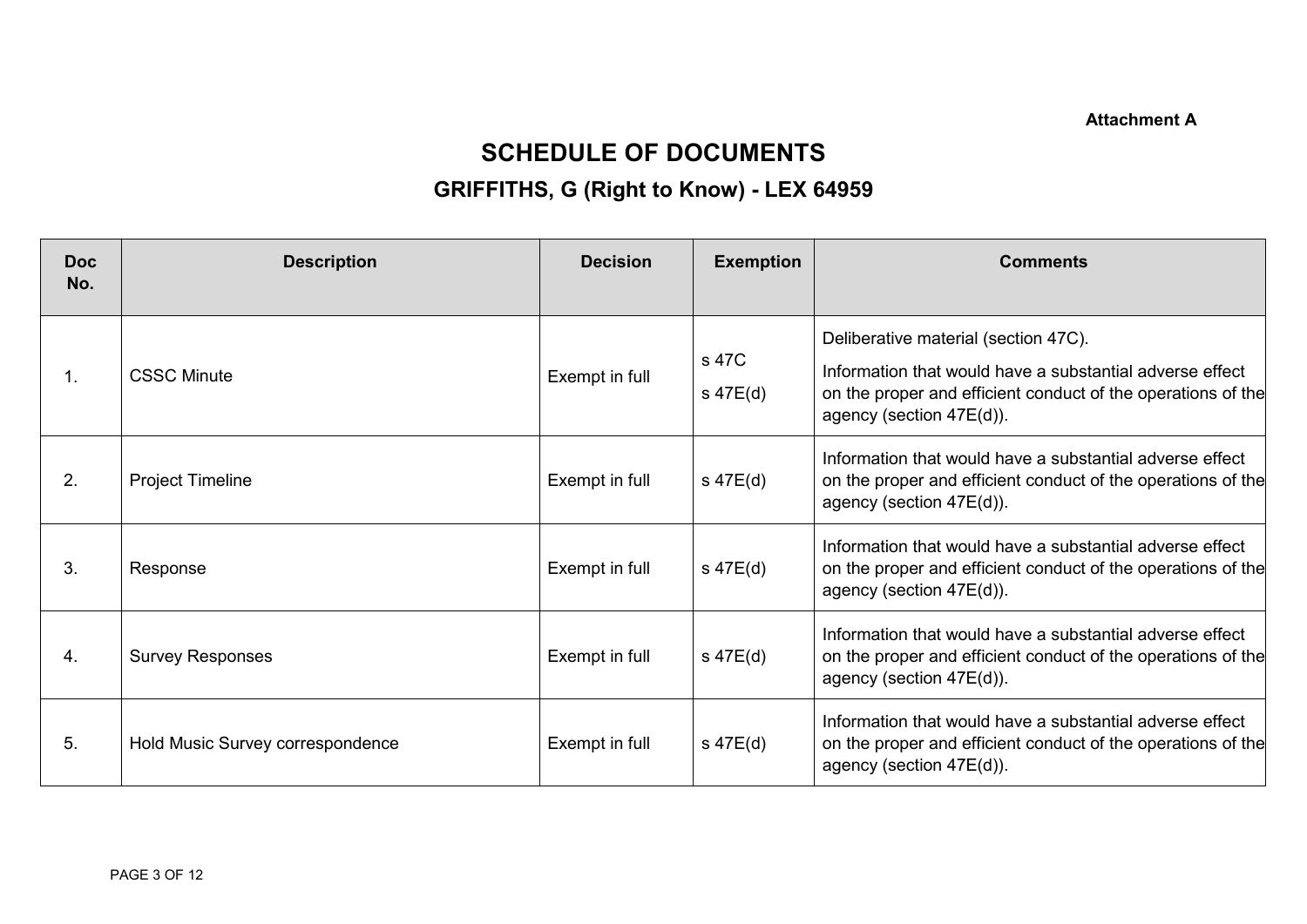**Attachment A**

# SCHEDULE OF DOCUMENTS

## GRIFFITHS, G (Right to Know) - LEX 64959

| Doc No. | Description | Decision | Exemption | Comments |
|---|---|---|---|---|
| 1. | CSSC Minute | Exempt in full | s 47C<br>s 47E(d) | Deliberative material (section 47C).<br>Information that would have a substantial adverse effect on the proper and efficient conduct of the operations of the agency (section 47E(d)). |
| 2. | Project Timeline | Exempt in full | s 47E(d) | Information that would have a substantial adverse effect on the proper and efficient conduct of the operations of the agency (section 47E(d)). |
| 3. | Response | Exempt in full | s 47E(d) | Information that would have a substantial adverse effect on the proper and efficient conduct of the operations of the agency (section 47E(d)). |
| 4. | Survey Responses | Exempt in full | s 47E(d) | Information that would have a substantial adverse effect on the proper and efficient conduct of the operations of the agency (section 47E(d)). |
| 5. | Hold Music Survey correspondence | Exempt in full | s 47E(d) | Information that would have a substantial adverse effect on the proper and efficient conduct of the operations of the agency (section 47E(d)). |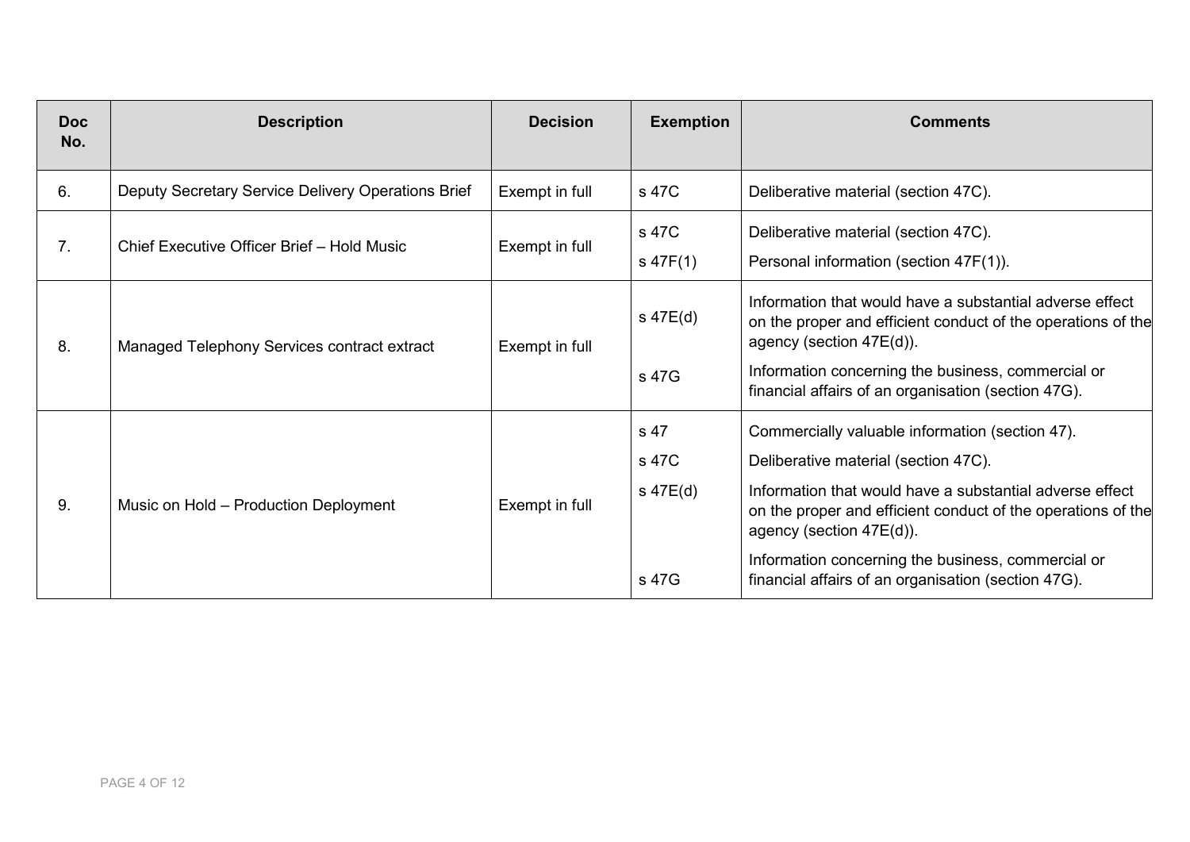| Doc No. | Description | Decision | Exemption | Comments |
|---|---|---|---|---|
| 6. | Deputy Secretary Service Delivery Operations Brief | Exempt in full | s 47C | Deliberative material (section 47C). |
| 7. | Chief Executive Officer Brief – Hold Music | Exempt in full | s 47C<br>s 47F(1) | Deliberative material (section 47C).<br>Personal information (section 47F(1)). |
| 8. | Managed Telephony Services contract extract | Exempt in full | s 47E(d)<br>s 47G | Information that would have a substantial adverse effect on the proper and efficient conduct of the operations of the agency (section 47E(d)).<br>Information concerning the business, commercial or financial affairs of an organisation (section 47G). |
| 9. | Music on Hold – Production Deployment | Exempt in full | s 47<br>s 47C<br>s 47E(d)<br>s 47G | Commercially valuable information (section 47).<br>Deliberative material (section 47C).<br>Information that would have a substantial adverse effect on the proper and efficient conduct of the operations of the agency (section 47E(d)).<br>Information concerning the business, commercial or financial affairs of an organisation (section 47G). |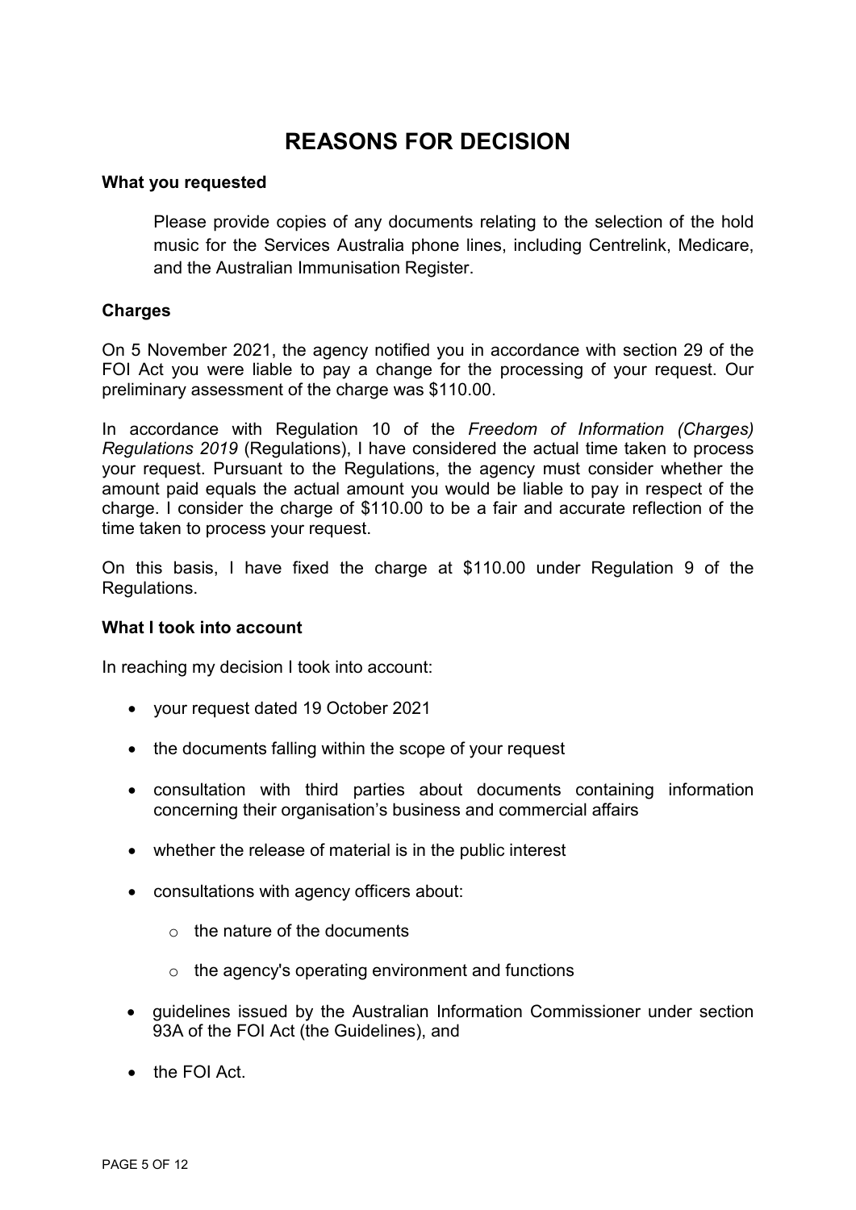# REASONS FOR DECISION

**What you requested**

> Please provide copies of any documents relating to the selection of the hold music for the Services Australia phone lines, including Centrelink, Medicare, and the Australian Immunisation Register.

**Charges**

On 5 November 2021, the agency notified you in accordance with section 29 of the FOI Act you were liable to pay a change for the processing of your request. Our preliminary assessment of the charge was $110.00.

In accordance with Regulation 10 of the *Freedom of Information (Charges) Regulations 2019* (Regulations), I have considered the actual time taken to process your request. Pursuant to the Regulations, the agency must consider whether the amount paid equals the actual amount you would be liable to pay in respect of the charge. I consider the charge of $110.00 to be a fair and accurate reflection of the time taken to process your request.

On this basis, I have fixed the charge at $110.00 under Regulation 9 of the Regulations.

**What I took into account**

In reaching my decision I took into account:

- your request dated 19 October 2021
- the documents falling within the scope of your request
- consultation with third parties about documents containing information concerning their organisation's business and commercial affairs
- whether the release of material is in the public interest
- consultations with agency officers about:
  - the nature of the documents
  - the agency's operating environment and functions
- guidelines issued by the Australian Information Commissioner under section 93A of the FOI Act (the Guidelines), and
- the FOI Act.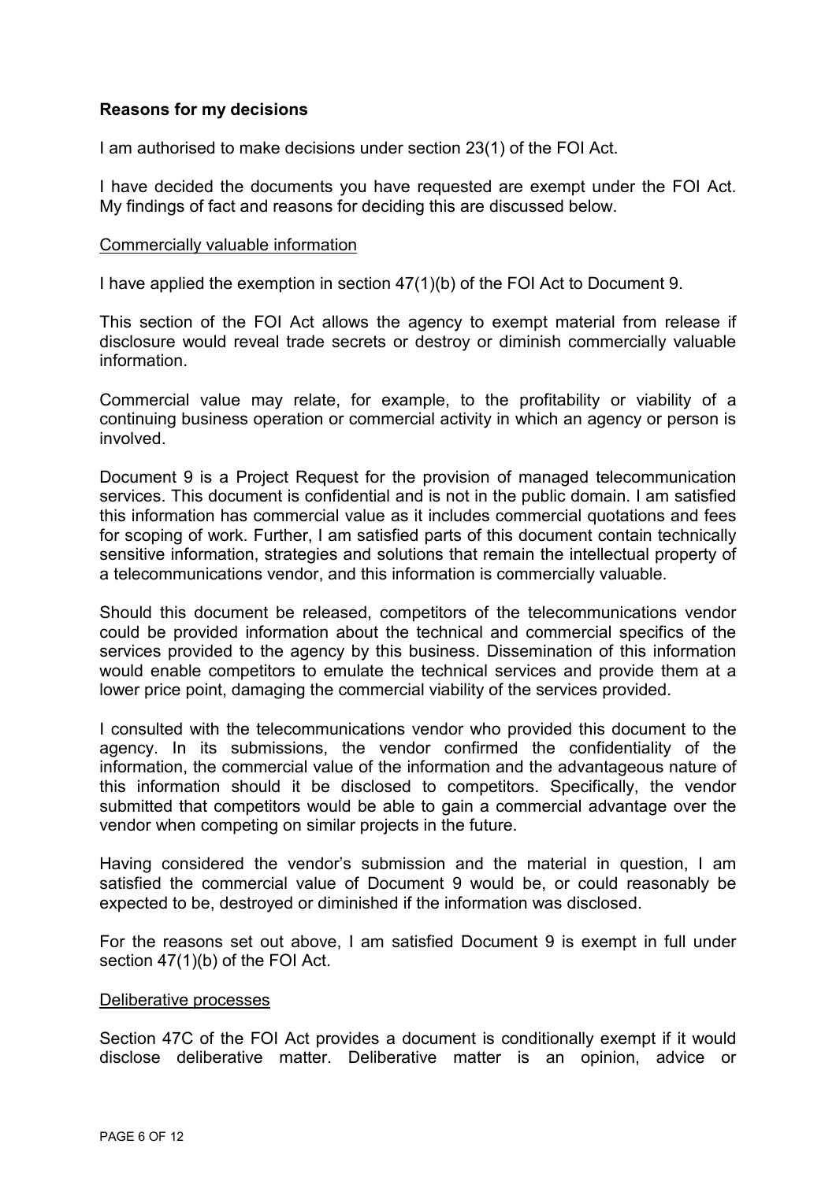### Reasons for my decisions

I am authorised to make decisions under section 23(1) of the FOI Act.

I have decided the documents you have requested are exempt under the FOI Act. My findings of fact and reasons for deciding this are discussed below.

#### Commercially valuable information

I have applied the exemption in section 47(1)(b) of the FOI Act to Document 9.

This section of the FOI Act allows the agency to exempt material from release if disclosure would reveal trade secrets or destroy or diminish commercially valuable information.

Commercial value may relate, for example, to the profitability or viability of a continuing business operation or commercial activity in which an agency or person is involved.

Document 9 is a Project Request for the provision of managed telecommunication services. This document is confidential and is not in the public domain. I am satisfied this information has commercial value as it includes commercial quotations and fees for scoping of work. Further, I am satisfied parts of this document contain technically sensitive information, strategies and solutions that remain the intellectual property of a telecommunications vendor, and this information is commercially valuable.

Should this document be released, competitors of the telecommunications vendor could be provided information about the technical and commercial specifics of the services provided to the agency by this business. Dissemination of this information would enable competitors to emulate the technical services and provide them at a lower price point, damaging the commercial viability of the services provided.

I consulted with the telecommunications vendor who provided this document to the agency. In its submissions, the vendor confirmed the confidentiality of the information, the commercial value of the information and the advantageous nature of this information should it be disclosed to competitors. Specifically, the vendor submitted that competitors would be able to gain a commercial advantage over the vendor when competing on similar projects in the future.

Having considered the vendor's submission and the material in question, I am satisfied the commercial value of Document 9 would be, or could reasonably be expected to be, destroyed or diminished if the information was disclosed.

For the reasons set out above, I am satisfied Document 9 is exempt in full under section 47(1)(b) of the FOI Act.

#### Deliberative processes

Section 47C of the FOI Act provides a document is conditionally exempt if it would disclose deliberative matter. Deliberative matter is an opinion, advice or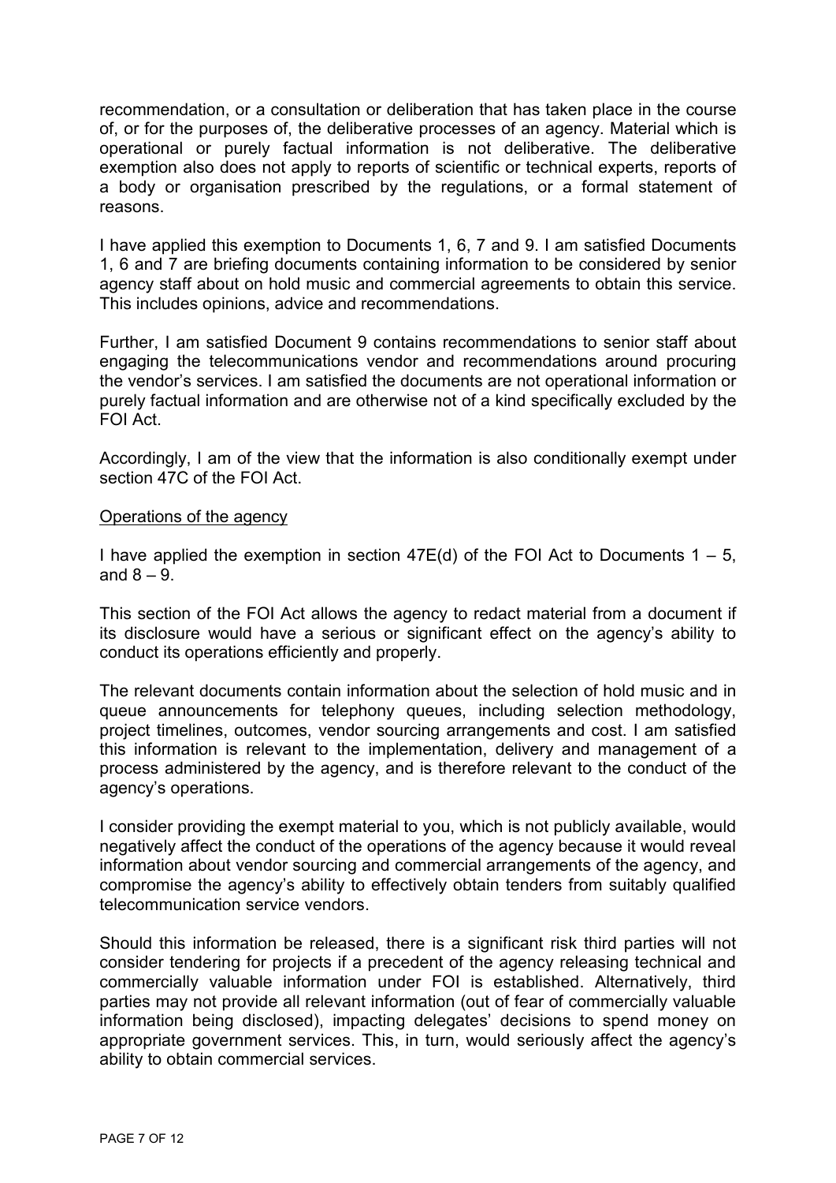recommendation, or a consultation or deliberation that has taken place in the course of, or for the purposes of, the deliberative processes of an agency. Material which is operational or purely factual information is not deliberative. The deliberative exemption also does not apply to reports of scientific or technical experts, reports of a body or organisation prescribed by the regulations, or a formal statement of reasons.

I have applied this exemption to Documents 1, 6, 7 and 9. I am satisfied Documents 1, 6 and 7 are briefing documents containing information to be considered by senior agency staff about on hold music and commercial agreements to obtain this service. This includes opinions, advice and recommendations.

Further, I am satisfied Document 9 contains recommendations to senior staff about engaging the telecommunications vendor and recommendations around procuring the vendor's services. I am satisfied the documents are not operational information or purely factual information and are otherwise not of a kind specifically excluded by the FOI Act.

Accordingly, I am of the view that the information is also conditionally exempt under section 47C of the FOI Act.

Operations of the agency

I have applied the exemption in section 47E(d) of the FOI Act to Documents 1 – 5, and 8 – 9.

This section of the FOI Act allows the agency to redact material from a document if its disclosure would have a serious or significant effect on the agency's ability to conduct its operations efficiently and properly.

The relevant documents contain information about the selection of hold music and in queue announcements for telephony queues, including selection methodology, project timelines, outcomes, vendor sourcing arrangements and cost. I am satisfied this information is relevant to the implementation, delivery and management of a process administered by the agency, and is therefore relevant to the conduct of the agency's operations.

I consider providing the exempt material to you, which is not publicly available, would negatively affect the conduct of the operations of the agency because it would reveal information about vendor sourcing and commercial arrangements of the agency, and compromise the agency's ability to effectively obtain tenders from suitably qualified telecommunication service vendors.

Should this information be released, there is a significant risk third parties will not consider tendering for projects if a precedent of the agency releasing technical and commercially valuable information under FOI is established. Alternatively, third parties may not provide all relevant information (out of fear of commercially valuable information being disclosed), impacting delegates' decisions to spend money on appropriate government services. This, in turn, would seriously affect the agency's ability to obtain commercial services.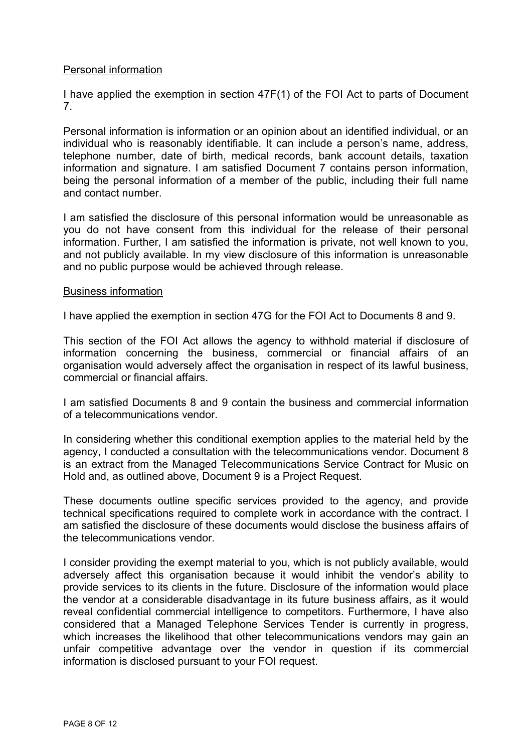Personal information

I have applied the exemption in section 47F(1) of the FOI Act to parts of Document 7.

Personal information is information or an opinion about an identified individual, or an individual who is reasonably identifiable. It can include a person's name, address, telephone number, date of birth, medical records, bank account details, taxation information and signature. I am satisfied Document 7 contains person information, being the personal information of a member of the public, including their full name and contact number.

I am satisfied the disclosure of this personal information would be unreasonable as you do not have consent from this individual for the release of their personal information. Further, I am satisfied the information is private, not well known to you, and not publicly available. In my view disclosure of this information is unreasonable and no public purpose would be achieved through release.

Business information

I have applied the exemption in section 47G for the FOI Act to Documents 8 and 9.

This section of the FOI Act allows the agency to withhold material if disclosure of information concerning the business, commercial or financial affairs of an organisation would adversely affect the organisation in respect of its lawful business, commercial or financial affairs.

I am satisfied Documents 8 and 9 contain the business and commercial information of a telecommunications vendor.

In considering whether this conditional exemption applies to the material held by the agency, I conducted a consultation with the telecommunications vendor. Document 8 is an extract from the Managed Telecommunications Service Contract for Music on Hold and, as outlined above, Document 9 is a Project Request.

These documents outline specific services provided to the agency, and provide technical specifications required to complete work in accordance with the contract. I am satisfied the disclosure of these documents would disclose the business affairs of the telecommunications vendor.

I consider providing the exempt material to you, which is not publicly available, would adversely affect this organisation because it would inhibit the vendor's ability to provide services to its clients in the future. Disclosure of the information would place the vendor at a considerable disadvantage in its future business affairs, as it would reveal confidential commercial intelligence to competitors. Furthermore, I have also considered that a Managed Telephone Services Tender is currently in progress, which increases the likelihood that other telecommunications vendors may gain an unfair competitive advantage over the vendor in question if its commercial information is disclosed pursuant to your FOI request.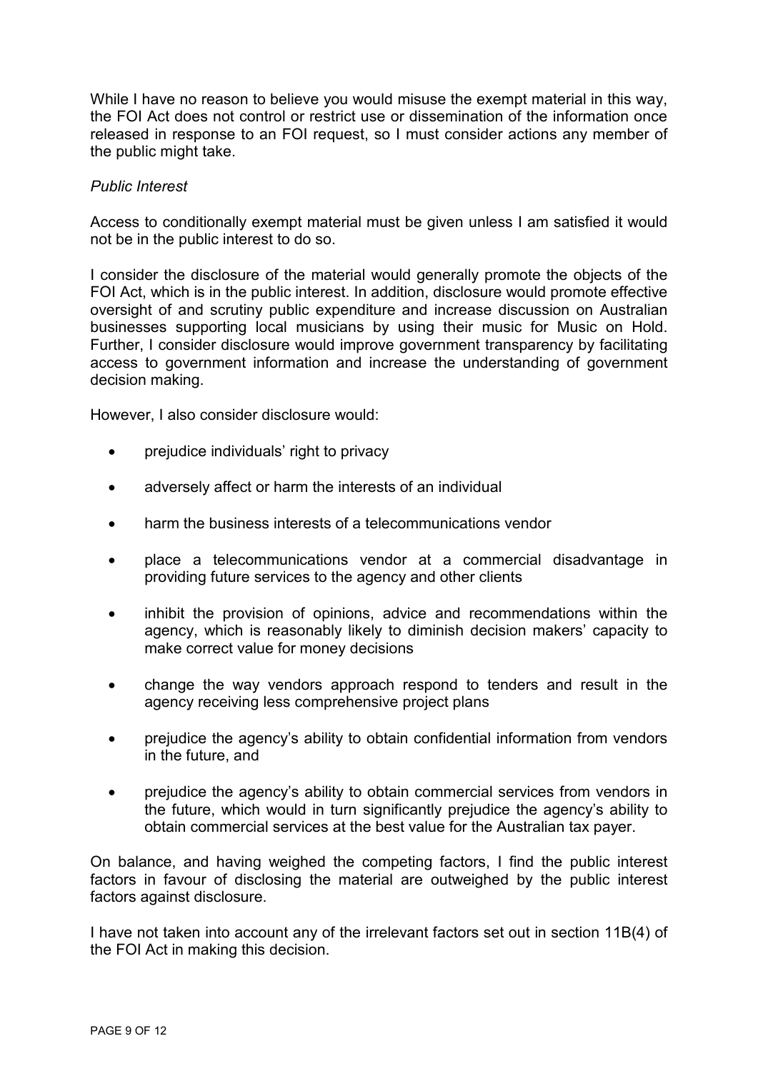While I have no reason to believe you would misuse the exempt material in this way, the FOI Act does not control or restrict use or dissemination of the information once released in response to an FOI request, so I must consider actions any member of the public might take.

*Public Interest*

Access to conditionally exempt material must be given unless I am satisfied it would not be in the public interest to do so.

I consider the disclosure of the material would generally promote the objects of the FOI Act, which is in the public interest. In addition, disclosure would promote effective oversight of and scrutiny public expenditure and increase discussion on Australian businesses supporting local musicians by using their music for Music on Hold. Further, I consider disclosure would improve government transparency by facilitating access to government information and increase the understanding of government decision making.

However, I also consider disclosure would:

- prejudice individuals' right to privacy
- adversely affect or harm the interests of an individual
- harm the business interests of a telecommunications vendor
- place a telecommunications vendor at a commercial disadvantage in providing future services to the agency and other clients
- inhibit the provision of opinions, advice and recommendations within the agency, which is reasonably likely to diminish decision makers' capacity to make correct value for money decisions
- change the way vendors approach respond to tenders and result in the agency receiving less comprehensive project plans
- prejudice the agency's ability to obtain confidential information from vendors in the future, and
- prejudice the agency's ability to obtain commercial services from vendors in the future, which would in turn significantly prejudice the agency's ability to obtain commercial services at the best value for the Australian tax payer.

On balance, and having weighed the competing factors, I find the public interest factors in favour of disclosing the material are outweighed by the public interest factors against disclosure.

I have not taken into account any of the irrelevant factors set out in section 11B(4) of the FOI Act in making this decision.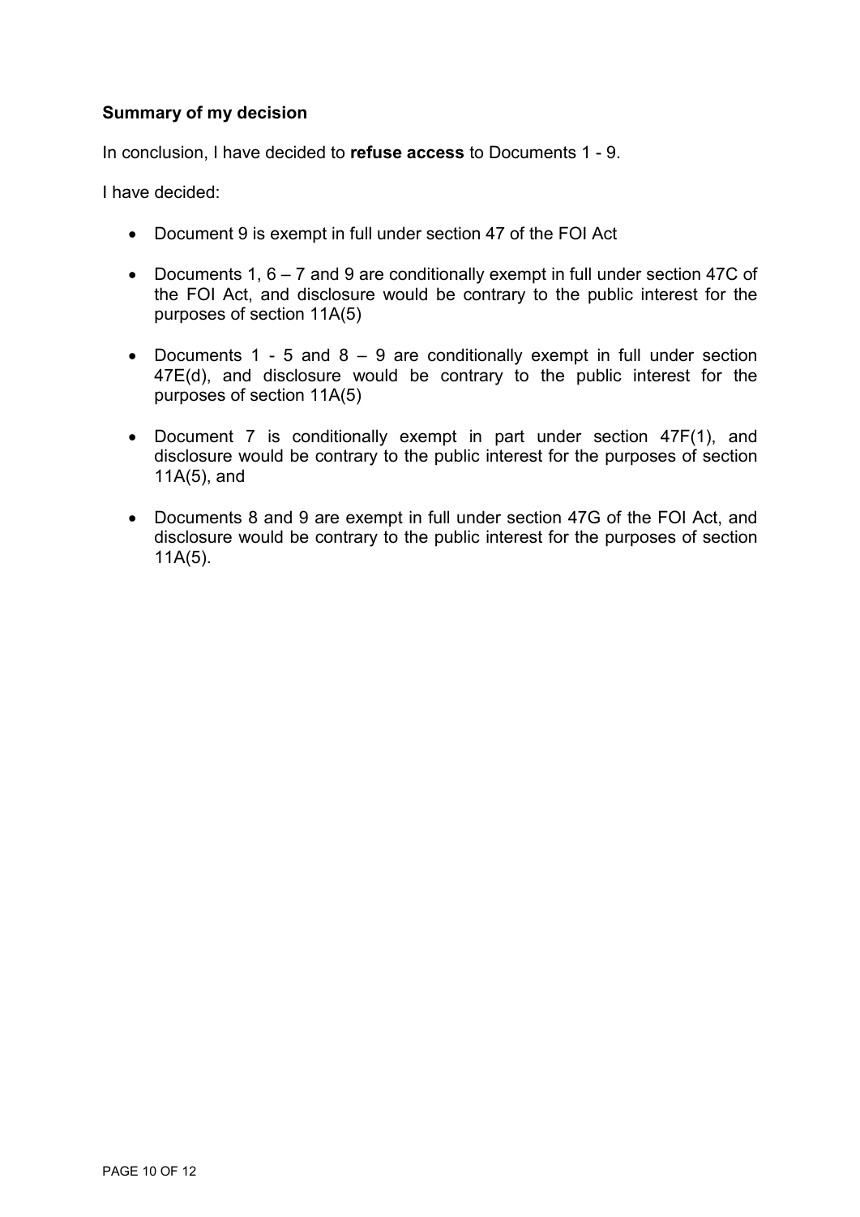**Summary of my decision**

In conclusion, I have decided to **refuse access** to Documents 1 - 9.

I have decided:

- Document 9 is exempt in full under section 47 of the FOI Act
- Documents 1, 6 – 7 and 9 are conditionally exempt in full under section 47C of the FOI Act, and disclosure would be contrary to the public interest for the purposes of section 11A(5)
- Documents 1 - 5 and 8 – 9 are conditionally exempt in full under section 47E(d), and disclosure would be contrary to the public interest for the purposes of section 11A(5)
- Document 7 is conditionally exempt in part under section 47F(1), and disclosure would be contrary to the public interest for the purposes of section 11A(5), and
- Documents 8 and 9 are exempt in full under section 47G of the FOI Act, and disclosure would be contrary to the public interest for the purposes of section 11A(5).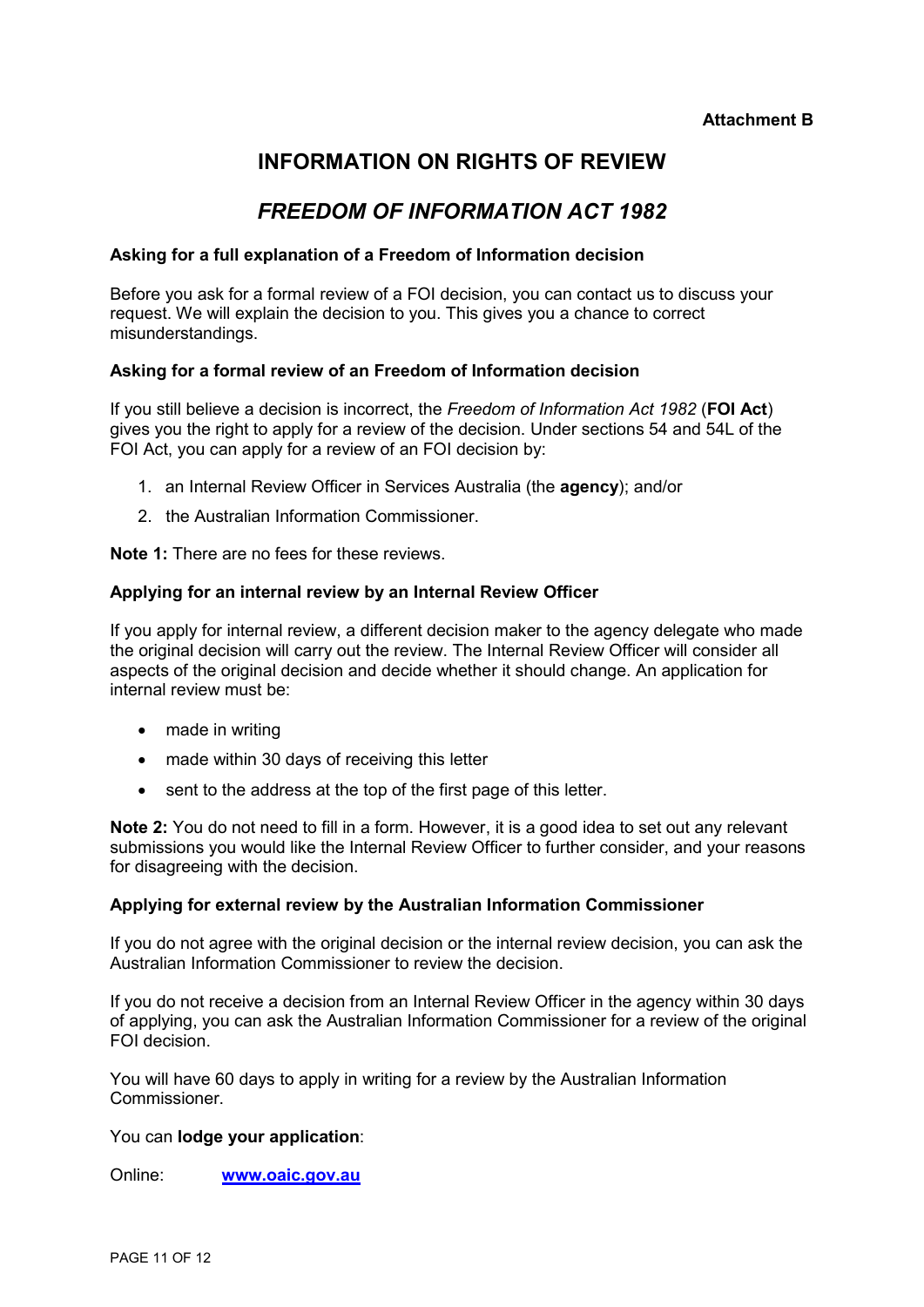**Attachment B**

# INFORMATION ON RIGHTS OF REVIEW

## *FREEDOM OF INFORMATION ACT 1982*

### Asking for a full explanation of a Freedom of Information decision

Before you ask for a formal review of a FOI decision, you can contact us to discuss your request. We will explain the decision to you. This gives you a chance to correct misunderstandings.

### Asking for a formal review of an Freedom of Information decision

If you still believe a decision is incorrect, the *Freedom of Information Act 1982* (**FOI Act**) gives you the right to apply for a review of the decision. Under sections 54 and 54L of the FOI Act, you can apply for a review of an FOI decision by:

1. an Internal Review Officer in Services Australia (the **agency**); and/or
2. the Australian Information Commissioner.

**Note 1:** There are no fees for these reviews.

### Applying for an internal review by an Internal Review Officer

If you apply for internal review, a different decision maker to the agency delegate who made the original decision will carry out the review. The Internal Review Officer will consider all aspects of the original decision and decide whether it should change. An application for internal review must be:

- made in writing
- made within 30 days of receiving this letter
- sent to the address at the top of the first page of this letter.

**Note 2:** You do not need to fill in a form. However, it is a good idea to set out any relevant submissions you would like the Internal Review Officer to further consider, and your reasons for disagreeing with the decision.

### Applying for external review by the Australian Information Commissioner

If you do not agree with the original decision or the internal review decision, you can ask the Australian Information Commissioner to review the decision.

If you do not receive a decision from an Internal Review Officer in the agency within 30 days of applying, you can ask the Australian Information Commissioner for a review of the original FOI decision.

You will have 60 days to apply in writing for a review by the Australian Information Commissioner.

You can **lodge your application**:

Online: **www.oaic.gov.au**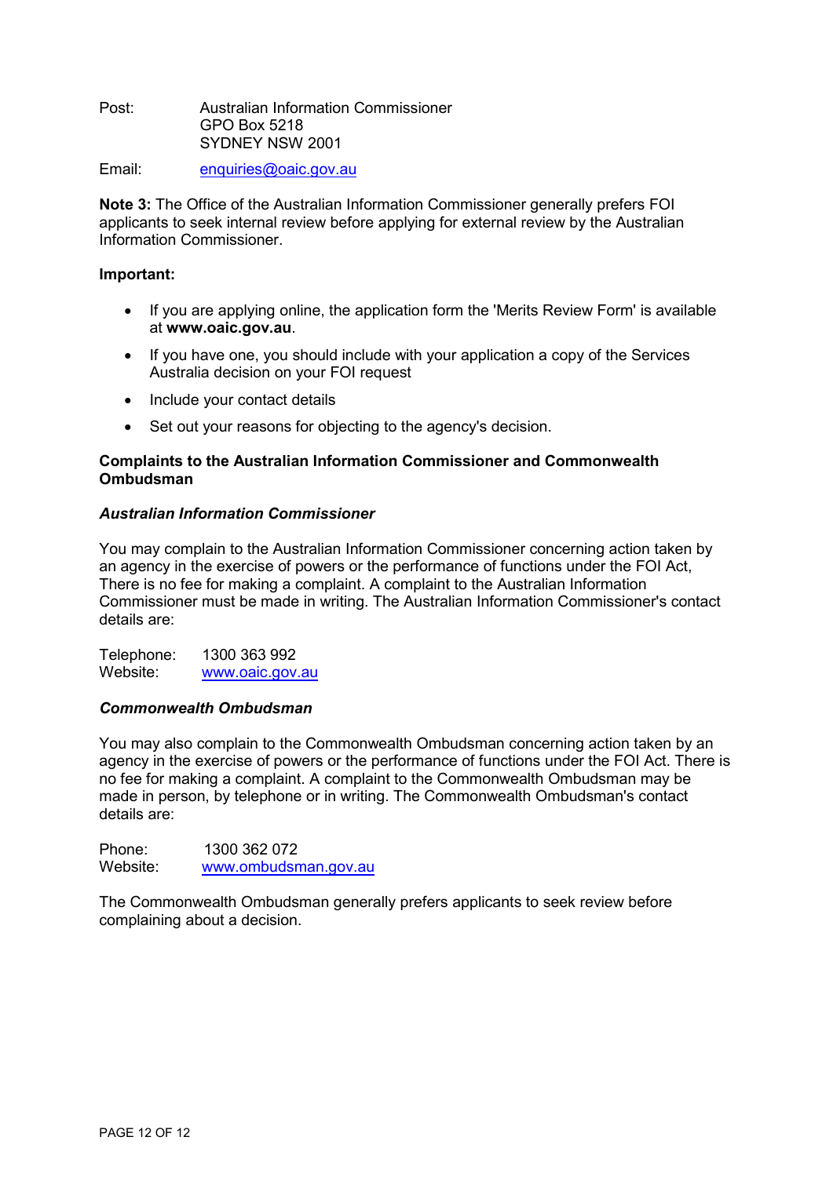Post: Australian Information Commissioner
GPO Box 5218
SYDNEY NSW 2001

Email: enquiries@oaic.gov.au

**Note 3:** The Office of the Australian Information Commissioner generally prefers FOI applicants to seek internal review before applying for external review by the Australian Information Commissioner.

**Important:**

- If you are applying online, the application form the 'Merits Review Form' is available at **www.oaic.gov.au**.
- If you have one, you should include with your application a copy of the Services Australia decision on your FOI request
- Include your contact details
- Set out your reasons for objecting to the agency's decision.

**Complaints to the Australian Information Commissioner and Commonwealth Ombudsman**

***Australian Information Commissioner***

You may complain to the Australian Information Commissioner concerning action taken by an agency in the exercise of powers or the performance of functions under the FOI Act, There is no fee for making a complaint. A complaint to the Australian Information Commissioner must be made in writing. The Australian Information Commissioner's contact details are:

Telephone: 1300 363 992
Website: www.oaic.gov.au

***Commonwealth Ombudsman***

You may also complain to the Commonwealth Ombudsman concerning action taken by an agency in the exercise of powers or the performance of functions under the FOI Act. There is no fee for making a complaint. A complaint to the Commonwealth Ombudsman may be made in person, by telephone or in writing. The Commonwealth Ombudsman's contact details are:

Phone: 1300 362 072
Website: www.ombudsman.gov.au

The Commonwealth Ombudsman generally prefers applicants to seek review before complaining about a decision.